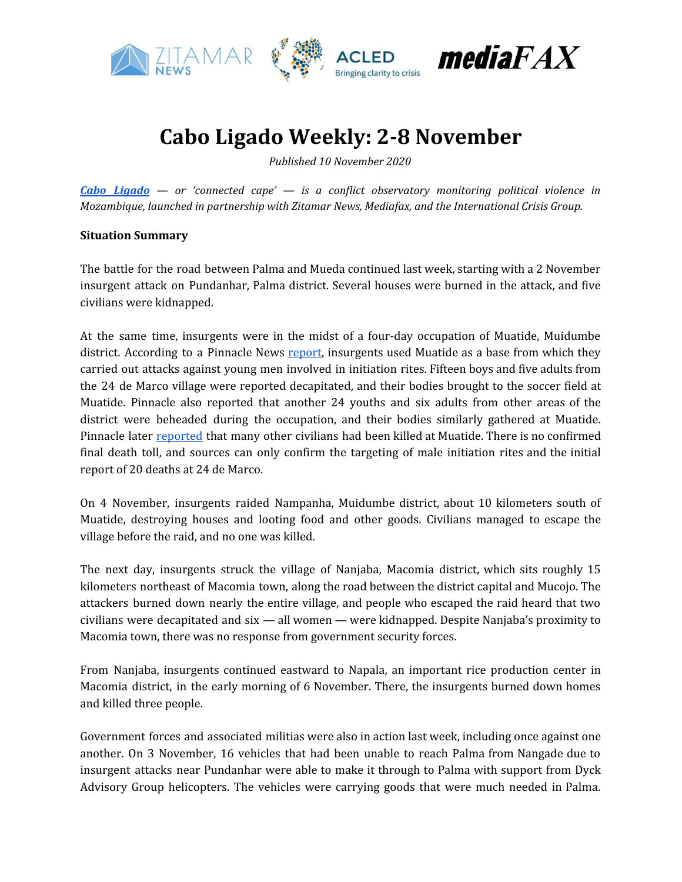# Cabo Ligado Weekly: 2-8 November

*Published 10 November 2020*

***Cabo Ligado*** *— or 'connected cape' — is a conflict observatory monitoring political violence in Mozambique, launched in partnership with Zitamar News, Mediafax, and the International Crisis Group.*

**Situation Summary**

The battle for the road between Palma and Mueda continued last week, starting with a 2 November insurgent attack on Pundanhar, Palma district. Several houses were burned in the attack, and five civilians were kidnapped.

At the same time, insurgents were in the midst of a four-day occupation of Muatide, Muidumbe district. According to a Pinnacle News report, insurgents used Muatide as a base from which they carried out attacks against young men involved in initiation rites. Fifteen boys and five adults from the 24 de Marco village were reported decapitated, and their bodies brought to the soccer field at Muatide. Pinnacle also reported that another 24 youths and six adults from other areas of the district were beheaded during the occupation, and their bodies similarly gathered at Muatide. Pinnacle later reported that many other civilians had been killed at Muatide. There is no confirmed final death toll, and sources can only confirm the targeting of male initiation rites and the initial report of 20 deaths at 24 de Marco.

On 4 November, insurgents raided Nampanha, Muidumbe district, about 10 kilometers south of Muatide, destroying houses and looting food and other goods. Civilians managed to escape the village before the raid, and no one was killed.

The next day, insurgents struck the village of Nanjaba, Macomia district, which sits roughly 15 kilometers northeast of Macomia town, along the road between the district capital and Mucojo. The attackers burned down nearly the entire village, and people who escaped the raid heard that two civilians were decapitated and six — all women — were kidnapped. Despite Nanjaba's proximity to Macomia town, there was no response from government security forces.

From Nanjaba, insurgents continued eastward to Napala, an important rice production center in Macomia district, in the early morning of 6 November. There, the insurgents burned down homes and killed three people.

Government forces and associated militias were also in action last week, including once against one another. On 3 November, 16 vehicles that had been unable to reach Palma from Nangade due to insurgent attacks near Pundanhar were able to make it through to Palma with support from Dyck Advisory Group helicopters. The vehicles were carrying goods that were much needed in Palma.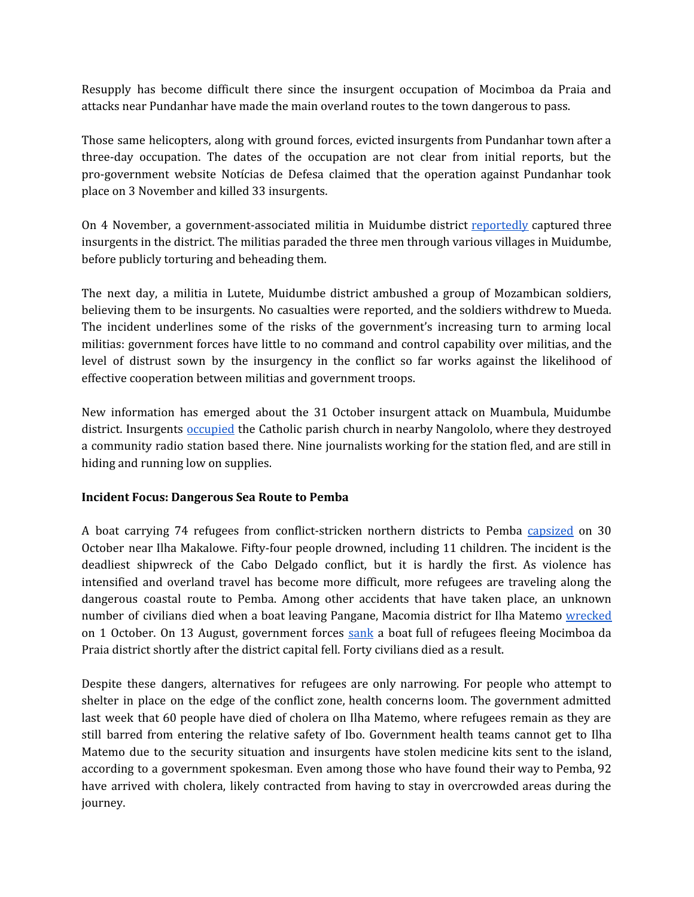Resupply has become difficult there since the insurgent occupation of Mocimboa da Praia and attacks near Pundanhar have made the main overland routes to the town dangerous to pass.

Those same helicopters, along with ground forces, evicted insurgents from Pundanhar town after a three-day occupation. The dates of the occupation are not clear from initial reports, but the pro-government website Notícias de Defesa claimed that the operation against Pundanhar took place on 3 November and killed 33 insurgents.

On 4 November, a government-associated militia in Muidumbe district reportedly captured three insurgents in the district. The militias paraded the three men through various villages in Muidumbe, before publicly torturing and beheading them.

The next day, a militia in Lutete, Muidumbe district ambushed a group of Mozambican soldiers, believing them to be insurgents. No casualties were reported, and the soldiers withdrew to Mueda. The incident underlines some of the risks of the government's increasing turn to arming local militias: government forces have little to no command and control capability over militias, and the level of distrust sown by the insurgency in the conflict so far works against the likelihood of effective cooperation between militias and government troops.

New information has emerged about the 31 October insurgent attack on Muambula, Muidumbe district. Insurgents occupied the Catholic parish church in nearby Nangololo, where they destroyed a community radio station based there. Nine journalists working for the station fled, and are still in hiding and running low on supplies.

**Incident Focus: Dangerous Sea Route to Pemba**

A boat carrying 74 refugees from conflict-stricken northern districts to Pemba capsized on 30 October near Ilha Makalowe. Fifty-four people drowned, including 11 children. The incident is the deadliest shipwreck of the Cabo Delgado conflict, but it is hardly the first. As violence has intensified and overland travel has become more difficult, more refugees are traveling along the dangerous coastal route to Pemba. Among other accidents that have taken place, an unknown number of civilians died when a boat leaving Pangane, Macomia district for Ilha Matemo wrecked on 1 October. On 13 August, government forces sank a boat full of refugees fleeing Mocimboa da Praia district shortly after the district capital fell. Forty civilians died as a result.

Despite these dangers, alternatives for refugees are only narrowing. For people who attempt to shelter in place on the edge of the conflict zone, health concerns loom. The government admitted last week that 60 people have died of cholera on Ilha Matemo, where refugees remain as they are still barred from entering the relative safety of Ibo. Government health teams cannot get to Ilha Matemo due to the security situation and insurgents have stolen medicine kits sent to the island, according to a government spokesman. Even among those who have found their way to Pemba, 92 have arrived with cholera, likely contracted from having to stay in overcrowded areas during the journey.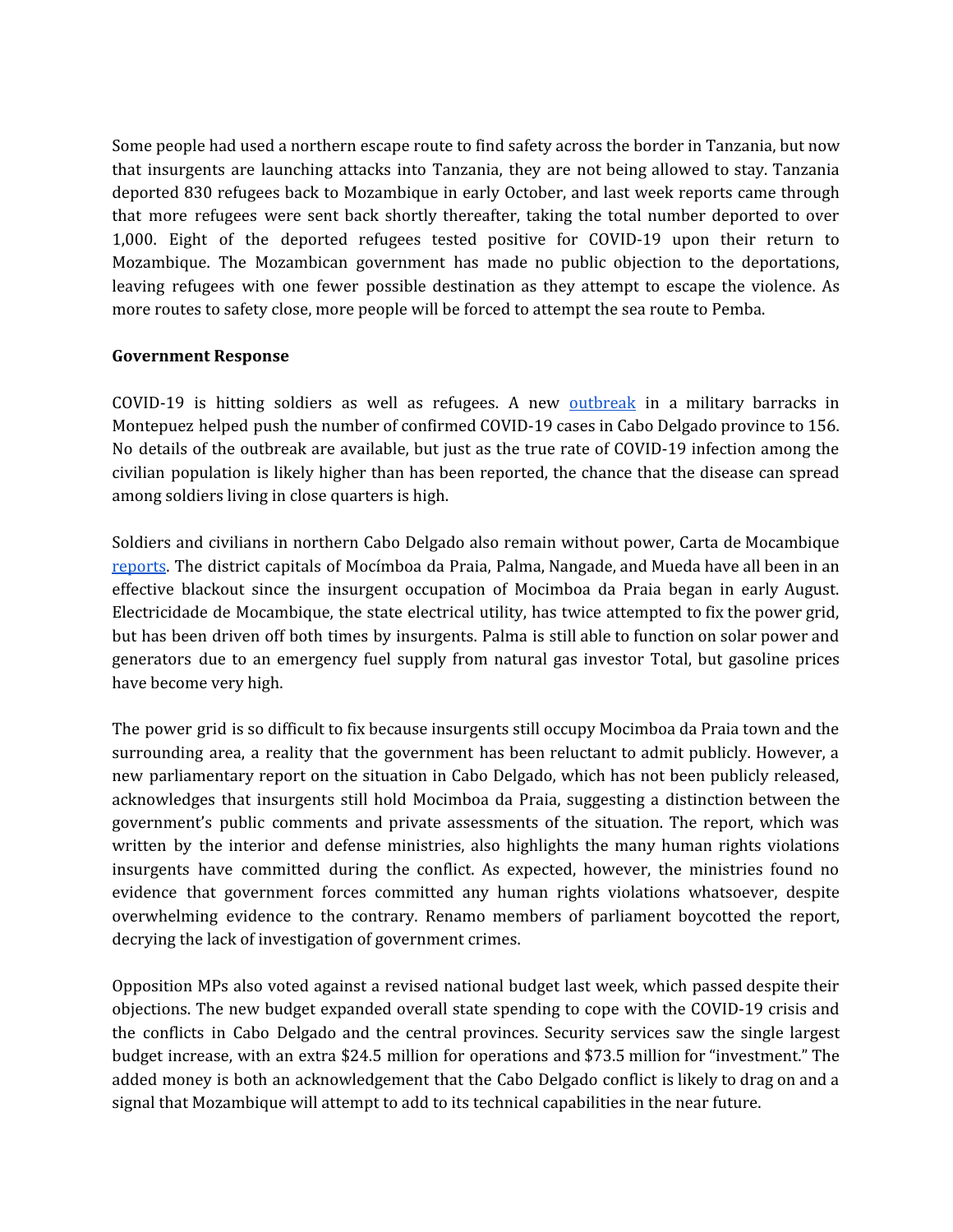Some people had used a northern escape route to find safety across the border in Tanzania, but now that insurgents are launching attacks into Tanzania, they are not being allowed to stay. Tanzania deported 830 refugees back to Mozambique in early October, and last week reports came through that more refugees were sent back shortly thereafter, taking the total number deported to over 1,000. Eight of the deported refugees tested positive for COVID-19 upon their return to Mozambique. The Mozambican government has made no public objection to the deportations, leaving refugees with one fewer possible destination as they attempt to escape the violence. As more routes to safety close, more people will be forced to attempt the sea route to Pemba.

**Government Response**

COVID-19 is hitting soldiers as well as refugees. A new outbreak in a military barracks in Montepuez helped push the number of confirmed COVID-19 cases in Cabo Delgado province to 156. No details of the outbreak are available, but just as the true rate of COVID-19 infection among the civilian population is likely higher than has been reported, the chance that the disease can spread among soldiers living in close quarters is high.

Soldiers and civilians in northern Cabo Delgado also remain without power, Carta de Mocambique reports. The district capitals of Mocímboa da Praia, Palma, Nangade, and Mueda have all been in an effective blackout since the insurgent occupation of Mocimboa da Praia began in early August. Electricidade de Mocambique, the state electrical utility, has twice attempted to fix the power grid, but has been driven off both times by insurgents. Palma is still able to function on solar power and generators due to an emergency fuel supply from natural gas investor Total, but gasoline prices have become very high.

The power grid is so difficult to fix because insurgents still occupy Mocimboa da Praia town and the surrounding area, a reality that the government has been reluctant to admit publicly. However, a new parliamentary report on the situation in Cabo Delgado, which has not been publicly released, acknowledges that insurgents still hold Mocimboa da Praia, suggesting a distinction between the government's public comments and private assessments of the situation. The report, which was written by the interior and defense ministries, also highlights the many human rights violations insurgents have committed during the conflict. As expected, however, the ministries found no evidence that government forces committed any human rights violations whatsoever, despite overwhelming evidence to the contrary. Renamo members of parliament boycotted the report, decrying the lack of investigation of government crimes.

Opposition MPs also voted against a revised national budget last week, which passed despite their objections. The new budget expanded overall state spending to cope with the COVID-19 crisis and the conflicts in Cabo Delgado and the central provinces. Security services saw the single largest budget increase, with an extra $24.5 million for operations and $73.5 million for "investment." The added money is both an acknowledgement that the Cabo Delgado conflict is likely to drag on and a signal that Mozambique will attempt to add to its technical capabilities in the near future.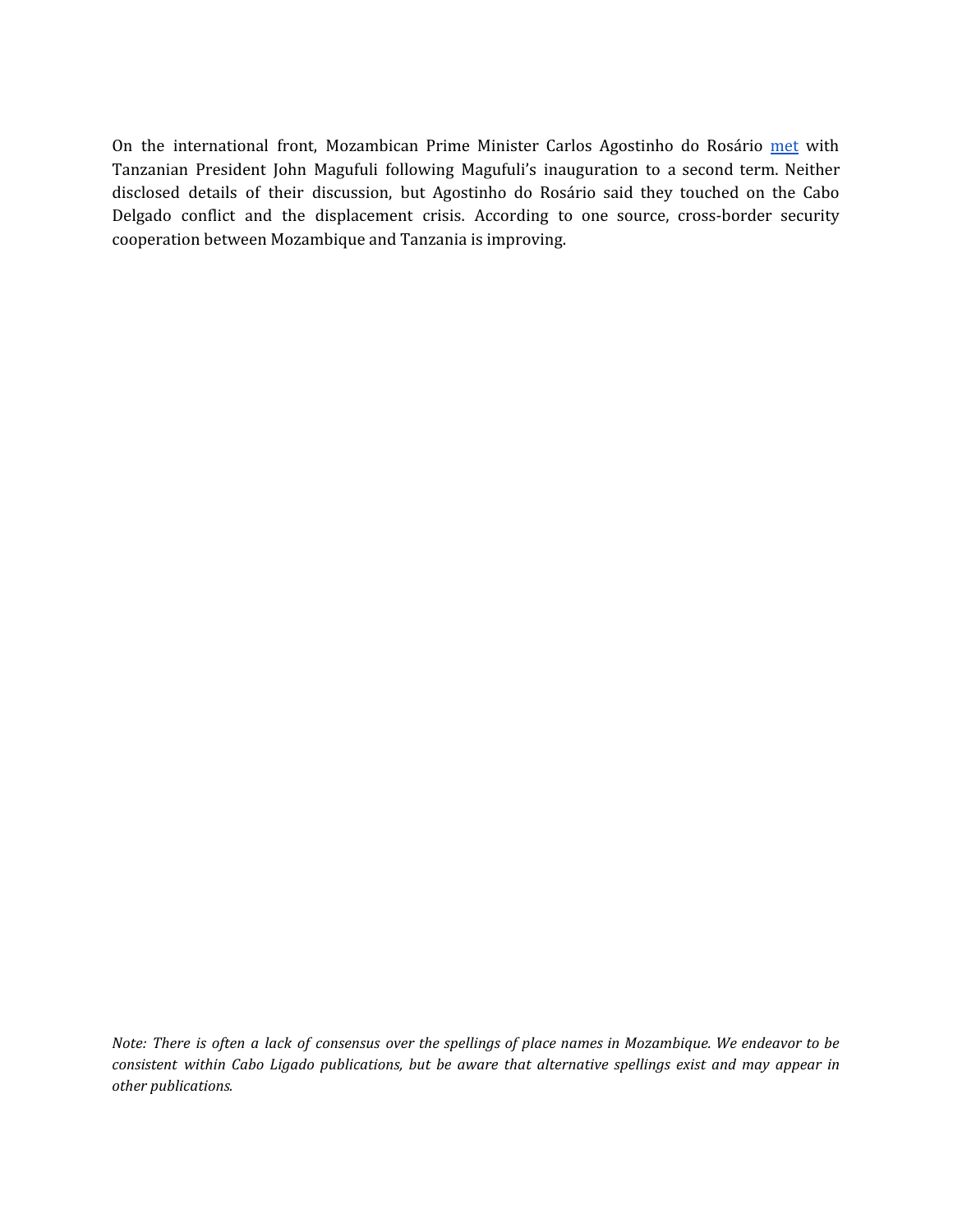On the international front, Mozambican Prime Minister Carlos Agostinho do Rosário met with Tanzanian President John Magufuli following Magufuli's inauguration to a second term. Neither disclosed details of their discussion, but Agostinho do Rosário said they touched on the Cabo Delgado conflict and the displacement crisis. According to one source, cross-border security cooperation between Mozambique and Tanzania is improving.

*Note: There is often a lack of consensus over the spellings of place names in Mozambique. We endeavor to be consistent within Cabo Ligado publications, but be aware that alternative spellings exist and may appear in other publications.*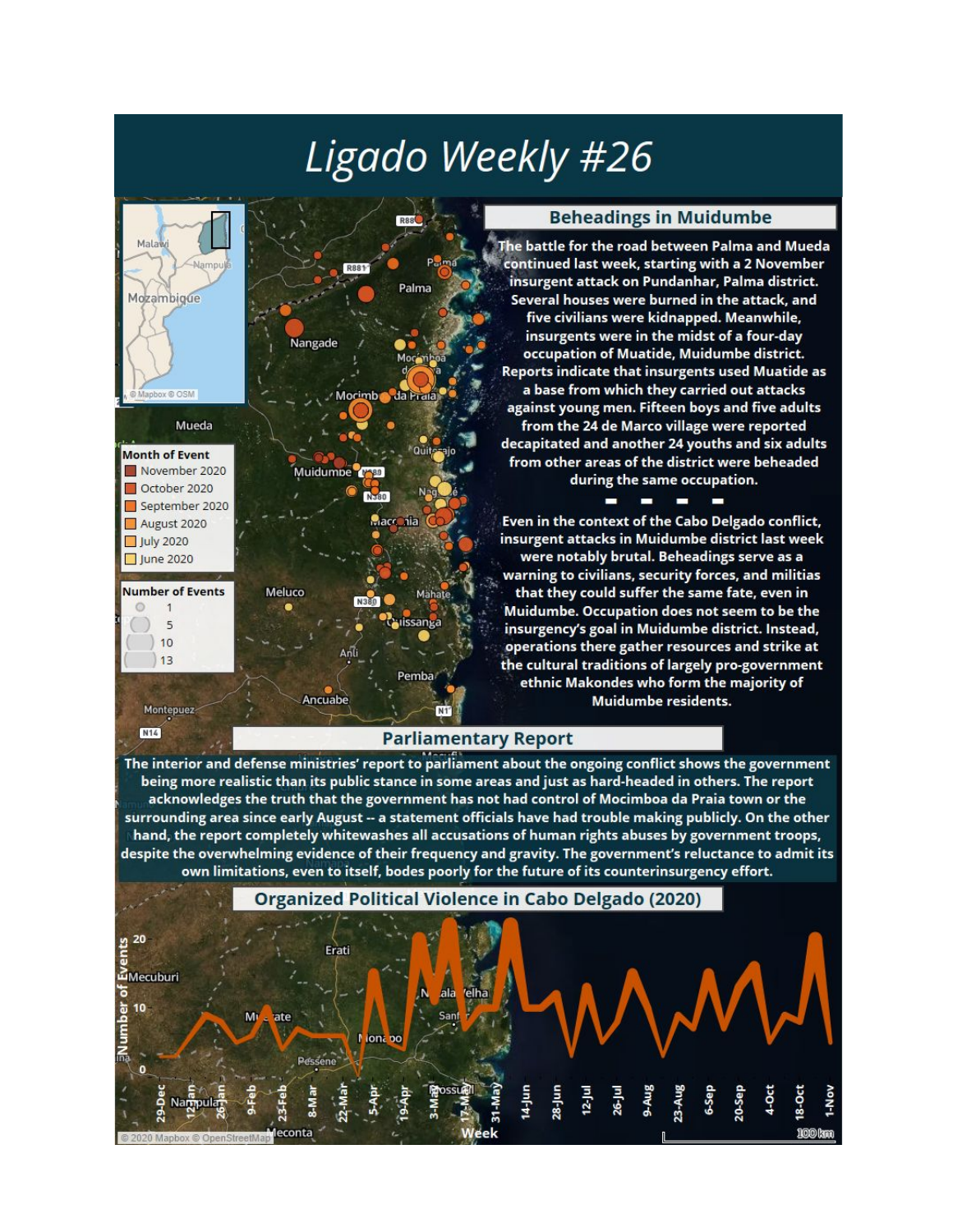# Ligado Weekly #26

## Beheadings in Muidumbe

The battle for the road between Palma and Mueda continued last week, starting with a 2 November insurgent attack on Pundanhar, Palma district. Several houses were burned in the attack, and five civilians were kidnapped. Meanwhile, insurgents were in the midst of a four-day occupation of Muatide, Muidumbe district. Reports indicate that insurgents used Muatide as a base from which they carried out attacks against young men. Fifteen boys and five adults from the 24 de Marco village were reported decapitated and another 24 youths and six adults from other areas of the district were beheaded during the same occupation.

Even in the context of the Cabo Delgado conflict, insurgent attacks in Muidumbe district last week were notably brutal. Beheadings serve as a warning to civilians, security forces, and militias that they could suffer the same fate, even in Muidumbe. Occupation does not seem to be the insurgency's goal in Muidumbe district. Instead, operations there gather resources and strike at the cultural traditions of largely pro-government ethnic Makondes who form the majority of Muidumbe residents.

Month of Event
November 2020
October 2020
September 2020
August 2020
July 2020
June 2020

Number of Events
1
5
10
13

## Parliamentary Report

The interior and defense ministries' report to parliament about the ongoing conflict shows the government being more realistic than its public stance in some areas and just as hard-headed in others. The report acknowledges the truth that the government has not had control of Mocimboa da Praia town or the surrounding area since early August -- a statement officials have had trouble making publicly. On the other hand, the report completely whitewashes all accusations of human rights abuses by government troops, despite the overwhelming evidence of their frequency and gravity. The government's reluctance to admit its own limitations, even to itself, bodes poorly for the future of its counterinsurgency effort.

## Organized Political Violence in Cabo Delgado (2020)

Number of Events
20
10
0

Week
29-Dec, 12-Jan, 26-Jan, 9-Feb, 23-Feb, 8-Mar, 22-Mar, 5-Apr, 19-Apr, 3-May, 17-May, 31-May, 14-Jun, 28-Jun, 12-Jul, 26-Jul, 9-Aug, 23-Aug, 6-Sep, 20-Sep, 4-Oct, 18-Oct, 1-Nov

100 km

© 2020 Mapbox © OpenStreetMap